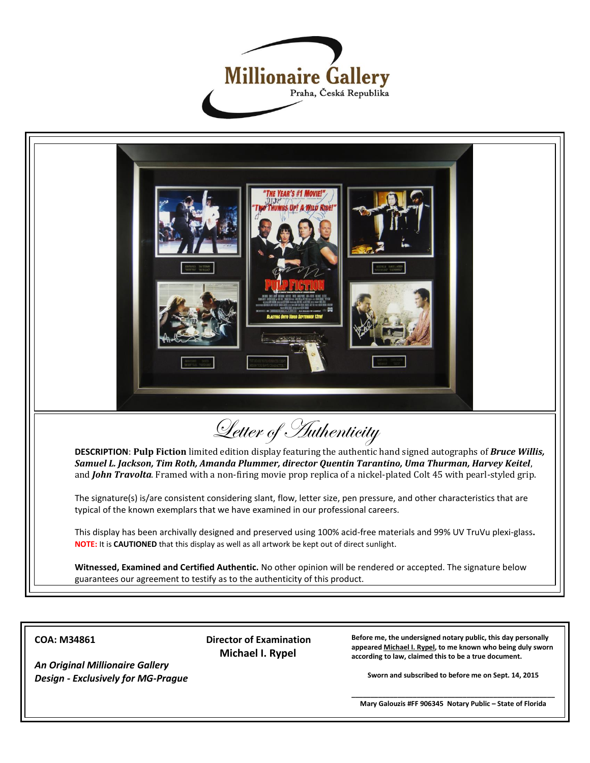# Millionaire Gallery

Praha, Česká Republika

## Letter of Authenticity

**DESCRIPTION**: **Pulp Fiction** limited edition display featuring the authentic hand signed autographs of ***Bruce Willis, Samuel L. Jackson, Tim Roth, Amanda Plummer, director Quentin Tarantino, Uma Thurman, Harvey Keitel***, and ***John Travolta***. Framed with a non-firing movie prop replica of a nickel-plated Colt 45 with pearl-styled grip.

The signature(s) is/are consistent considering slant, flow, letter size, pen pressure, and other characteristics that are typical of the known exemplars that we have examined in our professional careers.

This display has been archivally designed and preserved using 100% acid-free materials and 99% UV TruVu plexi-glass**.**
**NOTE:** It is **CAUTIONED** that this display as well as all artwork be kept out of direct sunlight.

**Witnessed, Examined and Certified Authentic.** No other opinion will be rendered or accepted. The signature below guarantees our agreement to testify as to the authenticity of this product.

**COA: M34861**

***An Original Millionaire Gallery Design - Exclusively for MG-Prague***

**Director of Examination**
**Michael I. Rypel**

**Before me, the undersigned notary public, this day personally appeared Michael I. Rypel, to me known who being duly sworn according to law, claimed this to be a true document.**

**Sworn and subscribed to before me on Sept. 14, 2015**

**Mary Galouzis #FF 906345 Notary Public – State of Florida**